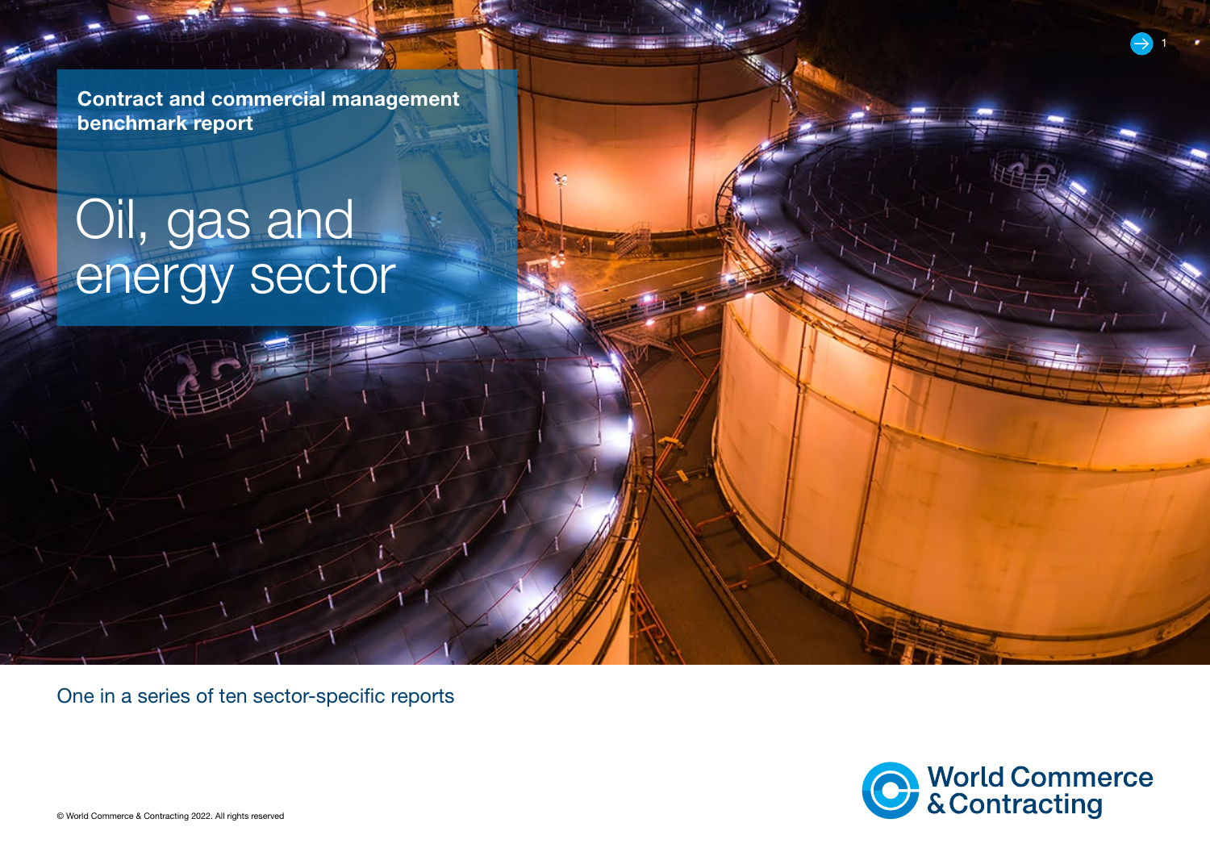**Contract and commercial management benchmark report**

# Oil, gas and energy sector

One in a series of ten sector-specific reports

World Commerce & Contracting

© World Commerce & Contracting 2022. All rights reserved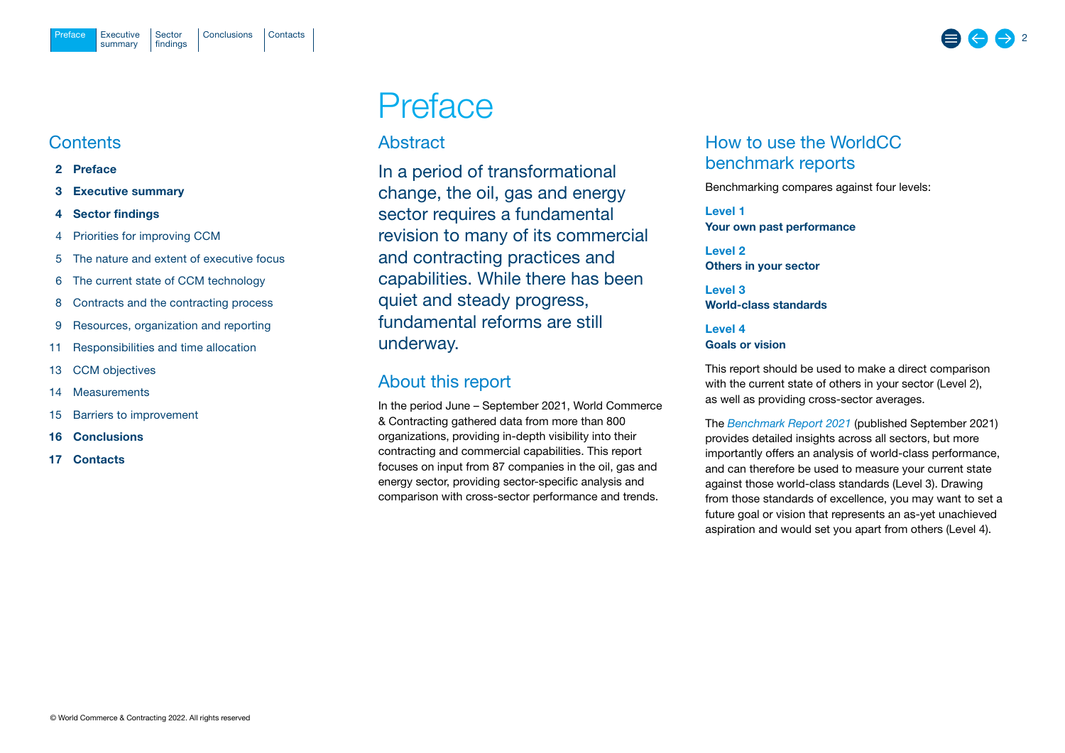## Contents

**2 Preface**

**3 Executive summary**

**4 Sector findings**

4 Priorities for improving CCM

5 The nature and extent of executive focus

6 The current state of CCM technology

8 Contracts and the contracting process

9 Resources, organization and reporting

11 Responsibilities and time allocation

13 CCM objectives

14 Measurements

15 Barriers to improvement

**16 Conclusions**

**17 Contacts**

# Preface

## Abstract

In a period of transformational change, the oil, gas and energy sector requires a fundamental revision to many of its commercial and contracting practices and capabilities. While there has been quiet and steady progress, fundamental reforms are still underway.

## About this report

In the period June – September 2021, World Commerce & Contracting gathered data from more than 800 organizations, providing in-depth visibility into their contracting and commercial capabilities. This report focuses on input from 87 companies in the oil, gas and energy sector, providing sector-specific analysis and comparison with cross-sector performance and trends.

## How to use the WorldCC benchmark reports

Benchmarking compares against four levels:

**Level 1**
**Your own past performance**

**Level 2**
**Others in your sector**

**Level 3**
**World-class standards**

**Level 4**
**Goals or vision**

This report should be used to make a direct comparison with the current state of others in your sector (Level 2), as well as providing cross-sector averages.

The *Benchmark Report 2021* (published September 2021) provides detailed insights across all sectors, but more importantly offers an analysis of world-class performance, and can therefore be used to measure your current state against those world-class standards (Level 3). Drawing from those standards of excellence, you may want to set a future goal or vision that represents an as-yet unachieved aspiration and would set you apart from others (Level 4).

© World Commerce & Contracting 2022. All rights reserved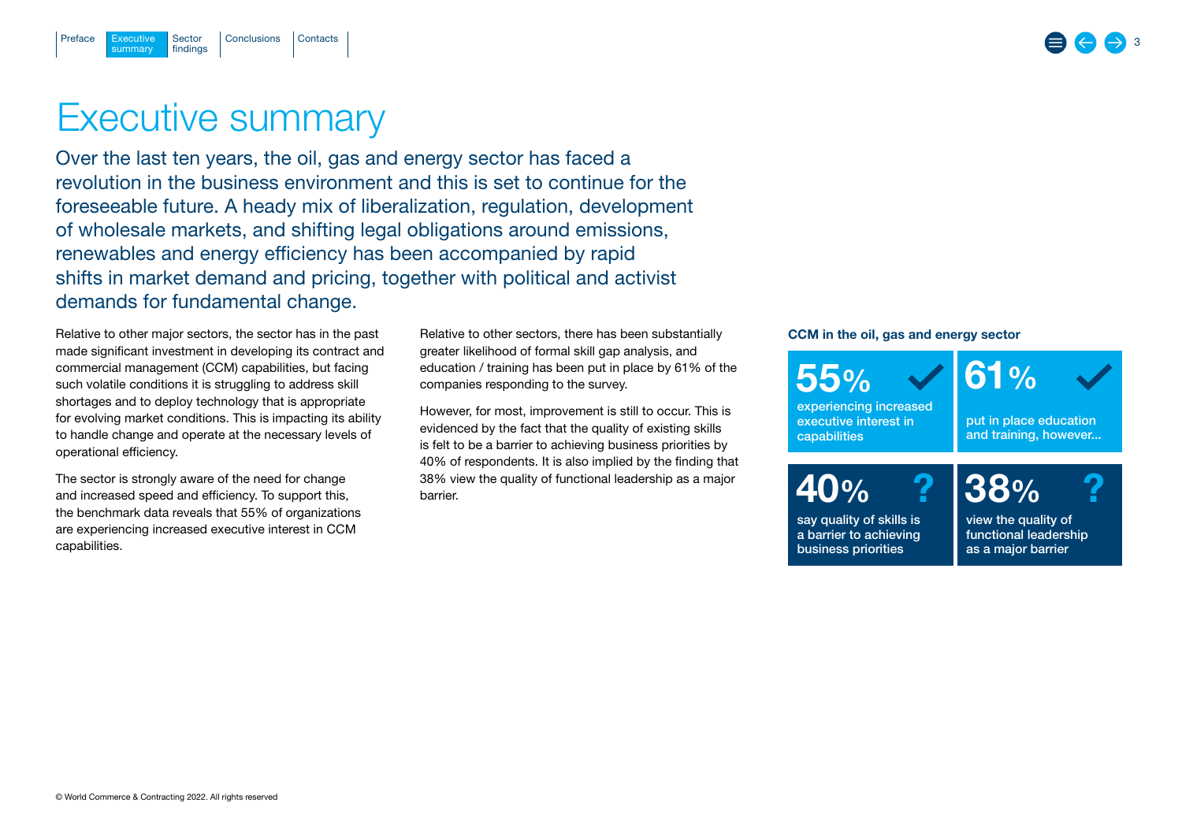# Executive summary

Over the last ten years, the oil, gas and energy sector has faced a revolution in the business environment and this is set to continue for the foreseeable future. A heady mix of liberalization, regulation, development of wholesale markets, and shifting legal obligations around emissions, renewables and energy efficiency has been accompanied by rapid shifts in market demand and pricing, together with political and activist demands for fundamental change.

Relative to other major sectors, the sector has in the past made significant investment in developing its contract and commercial management (CCM) capabilities, but facing such volatile conditions it is struggling to address skill shortages and to deploy technology that is appropriate for evolving market conditions. This is impacting its ability to handle change and operate at the necessary levels of operational efficiency.

The sector is strongly aware of the need for change and increased speed and efficiency. To support this, the benchmark data reveals that 55% of organizations are experiencing increased executive interest in CCM capabilities.

Relative to other sectors, there has been substantially greater likelihood of formal skill gap analysis, and education / training has been put in place by 61% of the companies responding to the survey.

However, for most, improvement is still to occur. This is evidenced by the fact that the quality of existing skills is felt to be a barrier to achieving business priorities by 40% of respondents. It is also implied by the finding that 38% view the quality of functional leadership as a major barrier.

**CCM in the oil, gas and energy sector**

- **55%** experiencing increased executive interest in capabilities
- **61%** put in place education and training, however...
- **40%** say quality of skills is a barrier to achieving business priorities
- **38%** view the quality of functional leadership as a major barrier

© World Commerce & Contracting 2022. All rights reserved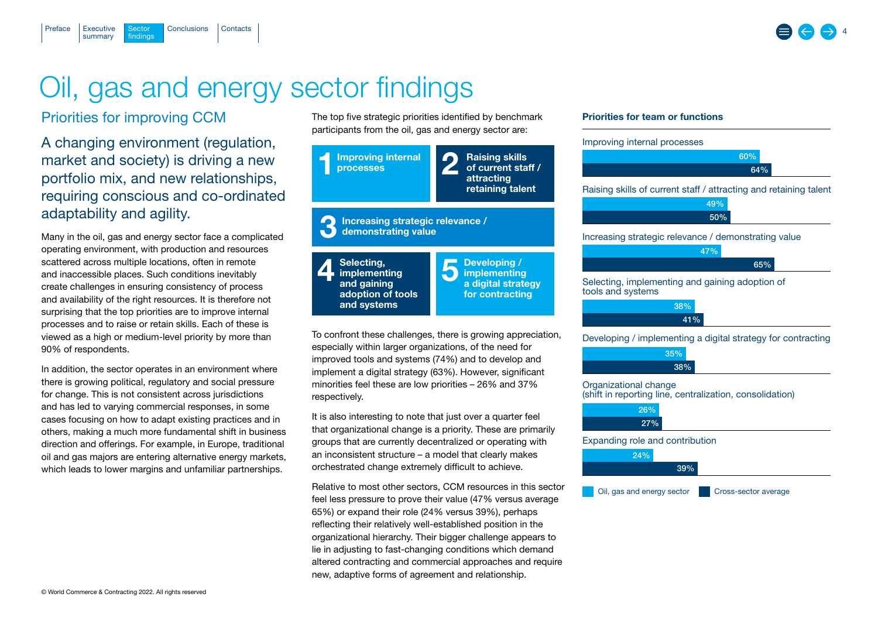# Oil, gas and energy sector findings

## Priorities for improving CCM

A changing environment (regulation, market and society) is driving a new portfolio mix, and new relationships, requiring conscious and co-ordinated adaptability and agility.

Many in the oil, gas and energy sector face a complicated operating environment, with production and resources scattered across multiple locations, often in remote and inaccessible places. Such conditions inevitably create challenges in ensuring consistency of process and availability of the right resources. It is therefore not surprising that the top priorities are to improve internal processes and to raise or retain skills. Each of these is viewed as a high or medium-level priority by more than 90% of respondents.

In addition, the sector operates in an environment where there is growing political, regulatory and social pressure for change. This is not consistent across jurisdictions and has led to varying commercial responses, in some cases focusing on how to adapt existing practices and in others, making a much more fundamental shift in business direction and offerings. For example, in Europe, traditional oil and gas majors are entering alternative energy markets, which leads to lower margins and unfamiliar partnerships.

The top five strategic priorities identified by benchmark participants from the oil, gas and energy sector are:

1. **Improving internal processes**
2. **Raising skills of current staff / attracting retaining talent**
3. **Increasing strategic relevance / demonstrating value**
4. **Selecting, implementing and gaining adoption of tools and systems**
5. **Developing / implementing a digital strategy for contracting**

To confront these challenges, there is growing appreciation, especially within larger organizations, of the need for improved tools and systems (74%) and to develop and implement a digital strategy (63%). However, significant minorities feel these are low priorities – 26% and 37% respectively.

It is also interesting to note that just over a quarter feel that organizational change is a priority. These are primarily groups that are currently decentralized or operating with an inconsistent structure – a model that clearly makes orchestrated change extremely difficult to achieve.

Relative to most other sectors, CCM resources in this sector feel less pressure to prove their value (47% versus average 65%) or expand their role (24% versus 39%), perhaps reflecting their relatively well-established position in the organizational hierarchy. Their bigger challenge appears to lie in adjusting to fast-changing conditions which demand altered contracting and commercial approaches and require new, adaptive forms of agreement and relationship.

### Priorities for team or functions

| Priority | Oil, gas and energy sector | Cross-sector average |
| --- | --- | --- |
| Improving internal processes | 60% | 64% |
| Raising skills of current staff / attracting and retaining talent | 49% | 50% |
| Increasing strategic relevance / demonstrating value | 47% | 65% |
| Selecting, implementing and gaining adoption of tools and systems | 38% | 41% |
| Developing / implementing a digital strategy for contracting | 35% | 38% |
| Organizational change (shift in reporting line, centralization, consolidation) | 26% | 27% |
| Expanding role and contribution | 24% | 39% |

© World Commerce & Contracting 2022. All rights reserved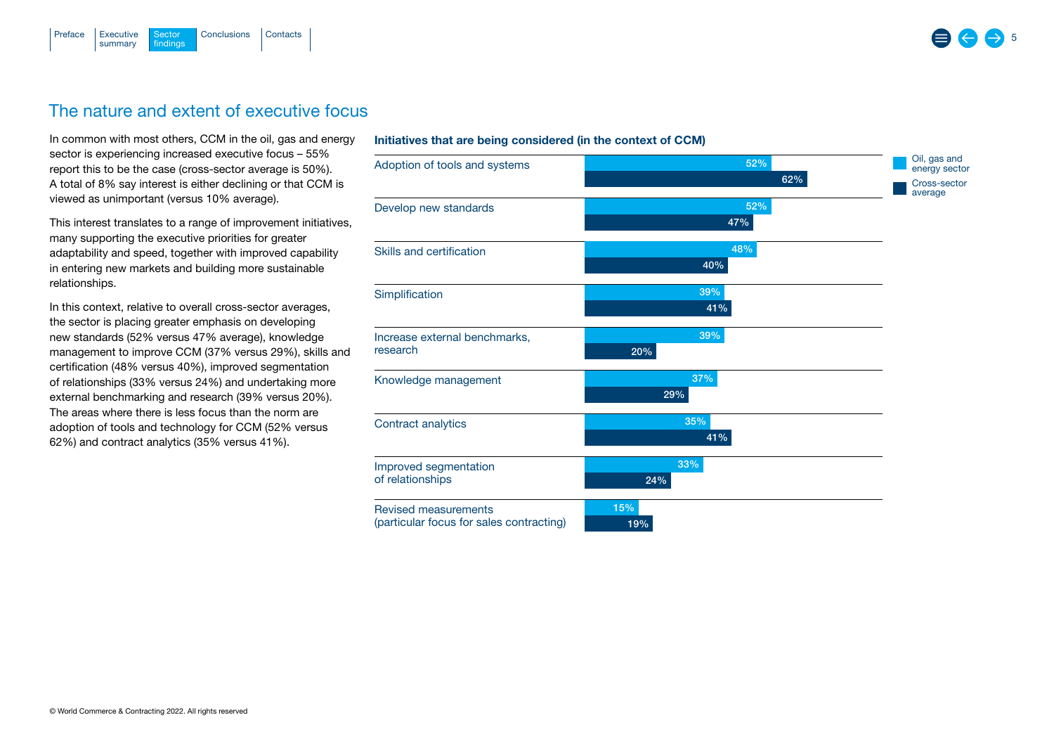## The nature and extent of executive focus

In common with most others, CCM in the oil, gas and energy sector is experiencing increased executive focus – 55% report this to be the case (cross-sector average is 50%). A total of 8% say interest is either declining or that CCM is viewed as unimportant (versus 10% average).

This interest translates to a range of improvement initiatives, many supporting the executive priorities for greater adaptability and speed, together with improved capability in entering new markets and building more sustainable relationships.

In this context, relative to overall cross-sector averages, the sector is placing greater emphasis on developing new standards (52% versus 47% average), knowledge management to improve CCM (37% versus 29%), skills and certification (48% versus 40%), improved segmentation of relationships (33% versus 24%) and undertaking more external benchmarking and research (39% versus 20%). The areas where there is less focus than the norm are adoption of tools and technology for CCM (52% versus 62%) and contract analytics (35% versus 41%).

**Initiatives that are being considered (in the context of CCM)**

| Initiative | Oil, gas and energy sector | Cross-sector average |
|---|---|---|
| Adoption of tools and systems | 52% | 62% |
| Develop new standards | 52% | 47% |
| Skills and certification | 48% | 40% |
| Simplification | 39% | 41% |
| Increase external benchmarks, research | 39% | 20% |
| Knowledge management | 37% | 29% |
| Contract analytics | 35% | 41% |
| Improved segmentation of relationships | 33% | 24% |
| Revised measurements (particular focus for sales contracting) | 15% | 19% |

© World Commerce & Contracting 2022. All rights reserved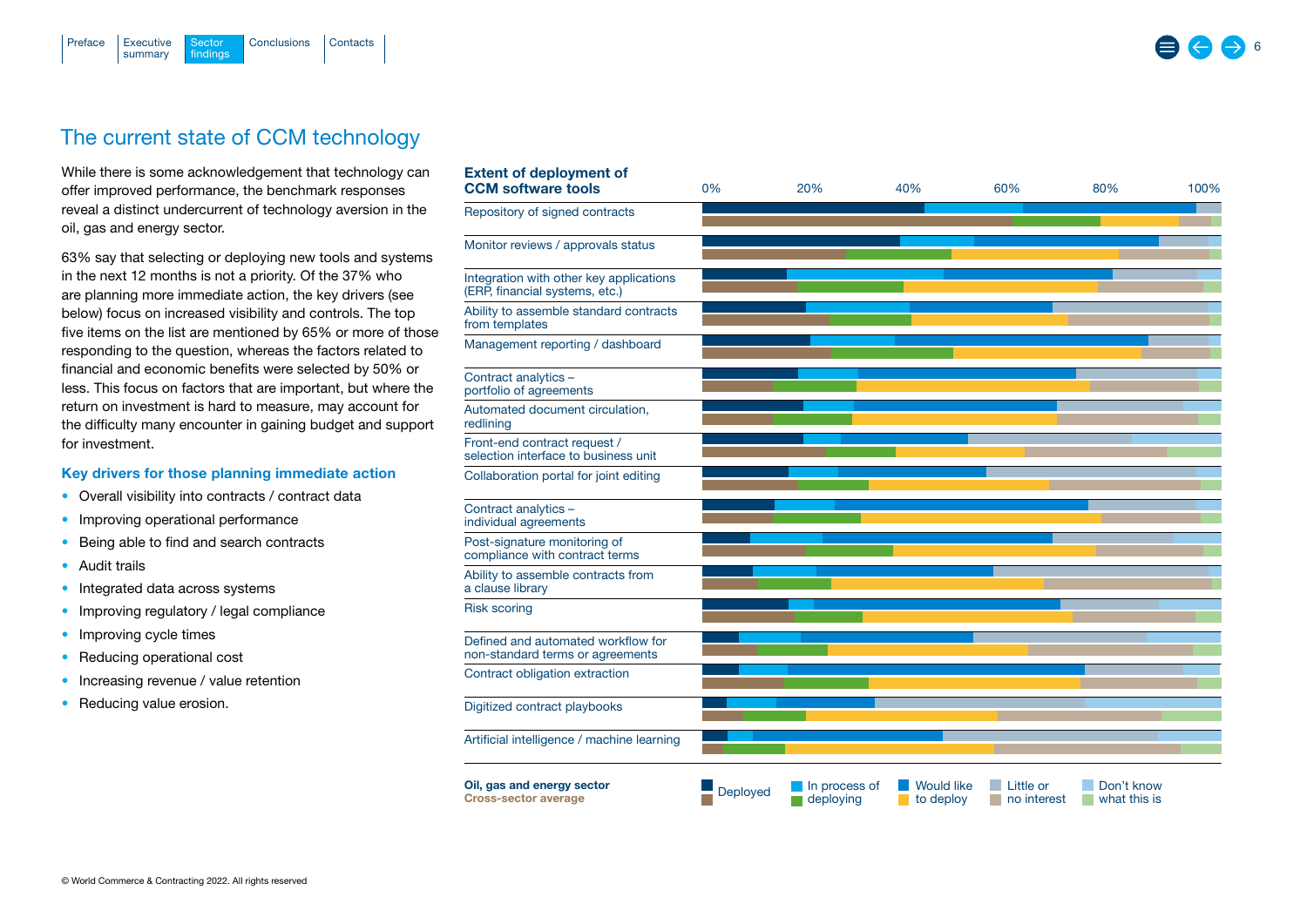# The current state of CCM technology

While there is some acknowledgement that technology can offer improved performance, the benchmark responses reveal a distinct undercurrent of technology aversion in the oil, gas and energy sector.

63% say that selecting or deploying new tools and systems in the next 12 months is not a priority. Of the 37% who are planning more immediate action, the key drivers (see below) focus on increased visibility and controls. The top five items on the list are mentioned by 65% or more of those responding to the question, whereas the factors related to financial and economic benefits were selected by 50% or less. This focus on factors that are important, but where the return on investment is hard to measure, may account for the difficulty many encounter in gaining budget and support for investment.

### Key drivers for those planning immediate action

- Overall visibility into contracts / contract data
- Improving operational performance
- Being able to find and search contracts
- Audit trails
- Integrated data across systems
- Improving regulatory / legal compliance
- Improving cycle times
- Reducing operational cost
- Increasing revenue / value retention
- Reducing value erosion.

**Extent of deployment of CCM software tools**

0% 20% 40% 60% 80% 100%

- Repository of signed contracts
- Monitor reviews / approvals status
- Integration with other key applications (ERP, financial systems, etc.)
- Ability to assemble standard contracts from templates
- Management reporting / dashboard
- Contract analytics – portfolio of agreements
- Automated document circulation, redlining
- Front-end contract request / selection interface to business unit
- Collaboration portal for joint editing
- Contract analytics – individual agreements
- Post-signature monitoring of compliance with contract terms
- Ability to assemble contracts from a clause library
- Risk scoring
- Defined and automated workflow for non-standard terms or agreements
- Contract obligation extraction
- Digitized contract playbooks
- Artificial intelligence / machine learning

**Oil, gas and energy sector**
**Cross-sector average**

Deployed | In process of deploying | Would like to deploy | Little or no interest | Don't know what this is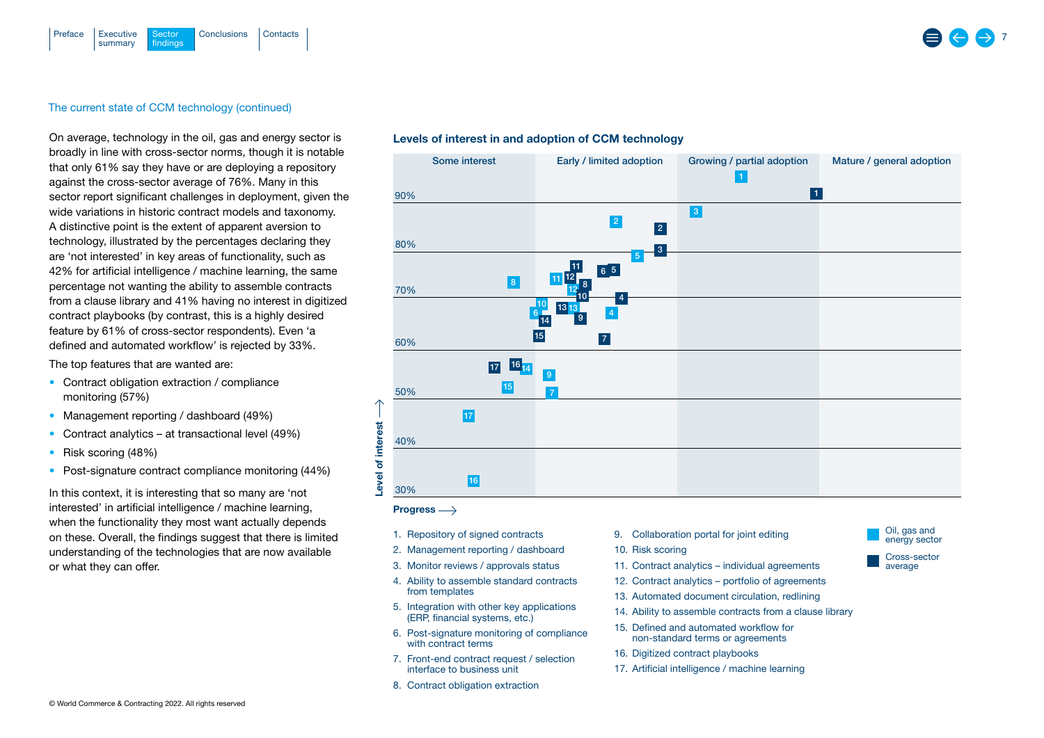The current state of CCM technology (continued)

On average, technology in the oil, gas and energy sector is broadly in line with cross-sector norms, though it is notable that only 61% say they have or are deploying a repository against the cross-sector average of 76%. Many in this sector report significant challenges in deployment, given the wide variations in historic contract models and taxonomy. A distinctive point is the extent of apparent aversion to technology, illustrated by the percentages declaring they are 'not interested' in key areas of functionality, such as 42% for artificial intelligence / machine learning, the same percentage not wanting the ability to assemble contracts from a clause library and 41% having no interest in digitized contract playbooks (by contrast, this is a highly desired feature by 61% of cross-sector respondents). Even 'a defined and automated workflow' is rejected by 33%.

The top features that are wanted are:

- Contract obligation extraction / compliance monitoring (57%)
- Management reporting / dashboard (49%)
- Contract analytics – at transactional level (49%)
- Risk scoring (48%)
- Post-signature contract compliance monitoring (44%)

In this context, it is interesting that so many are 'not interested' in artificial intelligence / machine learning, when the functionality they most want actually depends on these. Overall, the findings suggest that there is limited understanding of the technologies that are now available or what they can offer.

**Levels of interest in and adoption of CCM technology**

Some interest | Early / limited adoption | Growing / partial adoption | Mature / general adoption

Level of interest (30%–90%) / Progress

1. Repository of signed contracts
2. Management reporting / dashboard
3. Monitor reviews / approvals status
4. Ability to assemble standard contracts from templates
5. Integration with other key applications (ERP, financial systems, etc.)
6. Post-signature monitoring of compliance with contract terms
7. Front-end contract request / selection interface to business unit
8. Contract obligation extraction
9. Collaboration portal for joint editing
10. Risk scoring
11. Contract analytics – individual agreements
12. Contract analytics – portfolio of agreements
13. Automated document circulation, redlining
14. Ability to assemble contracts from a clause library
15. Defined and automated workflow for non-standard terms or agreements
16. Digitized contract playbooks
17. Artificial intelligence / machine learning

Oil, gas and energy sector | Cross-sector average

© World Commerce & Contracting 2022. All rights reserved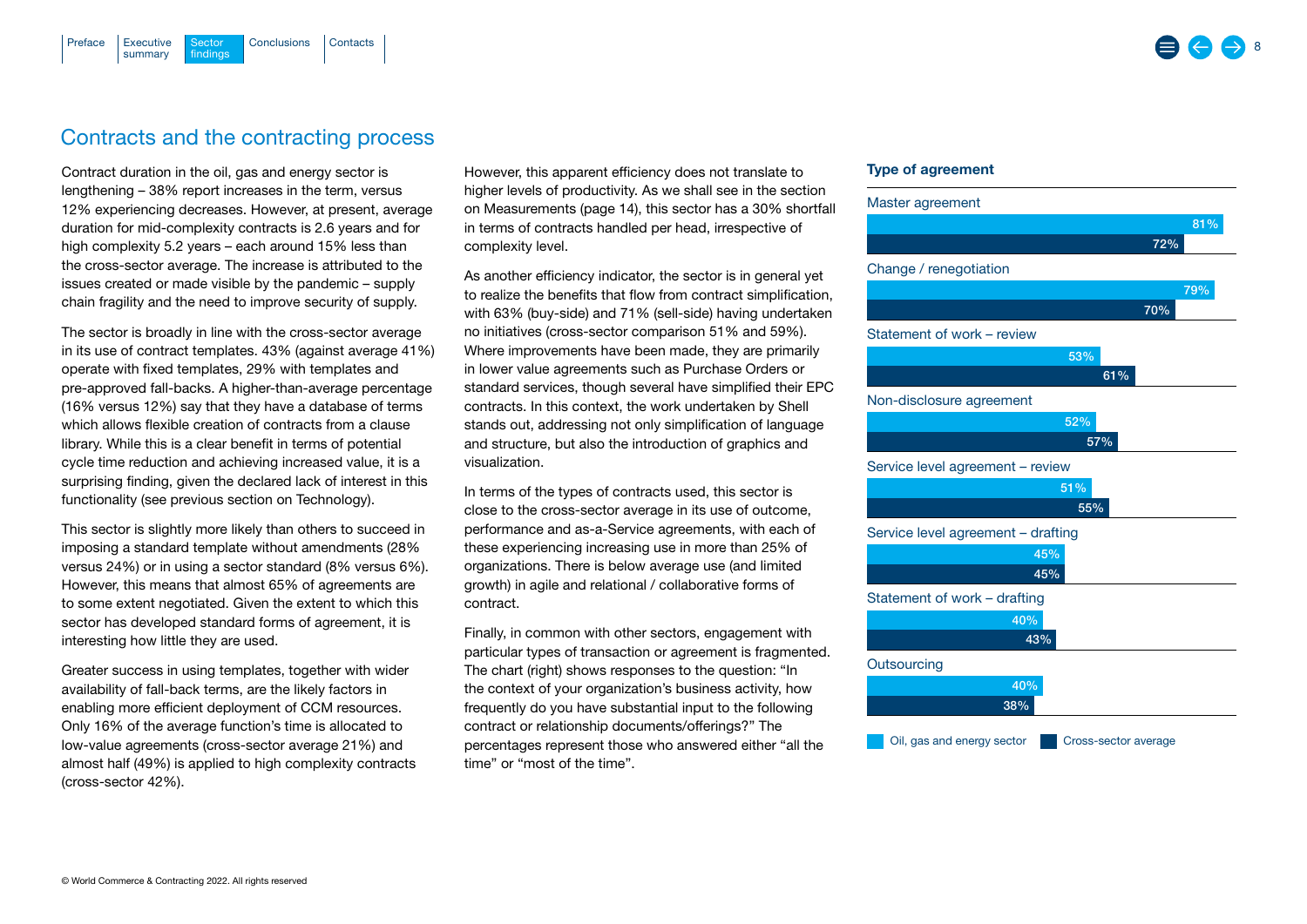## Contracts and the contracting process

Contract duration in the oil, gas and energy sector is lengthening – 38% report increases in the term, versus 12% experiencing decreases. However, at present, average duration for mid-complexity contracts is 2.6 years and for high complexity 5.2 years – each around 15% less than the cross-sector average. The increase is attributed to the issues created or made visible by the pandemic – supply chain fragility and the need to improve security of supply.

The sector is broadly in line with the cross-sector average in its use of contract templates. 43% (against average 41%) operate with fixed templates, 29% with templates and pre-approved fall-backs. A higher-than-average percentage (16% versus 12%) say that they have a database of terms which allows flexible creation of contracts from a clause library. While this is a clear benefit in terms of potential cycle time reduction and achieving increased value, it is a surprising finding, given the declared lack of interest in this functionality (see previous section on Technology).

This sector is slightly more likely than others to succeed in imposing a standard template without amendments (28% versus 24%) or in using a sector standard (8% versus 6%). However, this means that almost 65% of agreements are to some extent negotiated. Given the extent to which this sector has developed standard forms of agreement, it is interesting how little they are used.

Greater success in using templates, together with wider availability of fall-back terms, are the likely factors in enabling more efficient deployment of CCM resources. Only 16% of the average function's time is allocated to low-value agreements (cross-sector average 21%) and almost half (49%) is applied to high complexity contracts (cross-sector 42%).

However, this apparent efficiency does not translate to higher levels of productivity. As we shall see in the section on Measurements (page 14), this sector has a 30% shortfall in terms of contracts handled per head, irrespective of complexity level.

As another efficiency indicator, the sector is in general yet to realize the benefits that flow from contract simplification, with 63% (buy-side) and 71% (sell-side) having undertaken no initiatives (cross-sector comparison 51% and 59%). Where improvements have been made, they are primarily in lower value agreements such as Purchase Orders or standard services, though several have simplified their EPC contracts. In this context, the work undertaken by Shell stands out, addressing not only simplification of language and structure, but also the introduction of graphics and visualization.

In terms of the types of contracts used, this sector is close to the cross-sector average in its use of outcome, performance and as-a-Service agreements, with each of these experiencing increasing use in more than 25% of organizations. There is below average use (and limited growth) in agile and relational / collaborative forms of contract.

Finally, in common with other sectors, engagement with particular types of transaction or agreement is fragmented. The chart (right) shows responses to the question: "In the context of your organization's business activity, how frequently do you have substantial input to the following contract or relationship documents/offerings?" The percentages represent those who answered either "all the time" or "most of the time".

### Type of agreement

| Type of agreement | Oil, gas and energy sector | Cross-sector average |
|---|---|---|
| Master agreement | 81% | 72% |
| Change / renegotiation | 79% | 70% |
| Statement of work – review | 53% | 61% |
| Non-disclosure agreement | 52% | 57% |
| Service level agreement – review | 51% | 55% |
| Service level agreement – drafting | 45% | 45% |
| Statement of work – drafting | 40% | 43% |
| Outsourcing | 40% | 38% |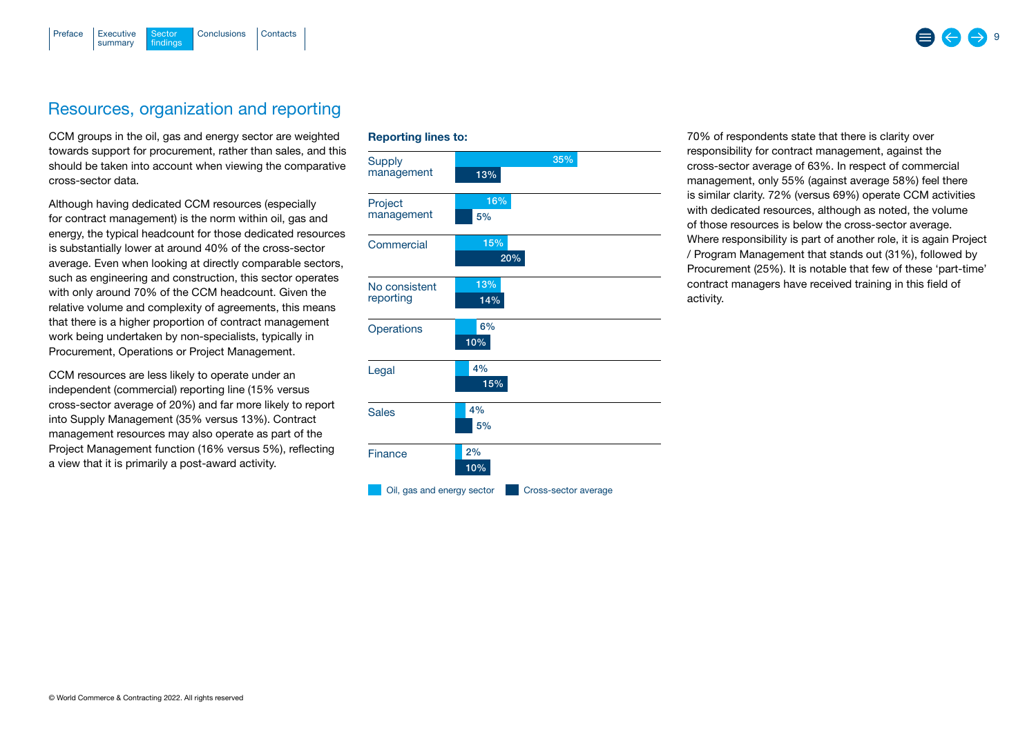## Resources, organization and reporting

CCM groups in the oil, gas and energy sector are weighted towards support for procurement, rather than sales, and this should be taken into account when viewing the comparative cross-sector data.

Although having dedicated CCM resources (especially for contract management) is the norm within oil, gas and energy, the typical headcount for those dedicated resources is substantially lower at around 40% of the cross-sector average. Even when looking at directly comparable sectors, such as engineering and construction, this sector operates with only around 70% of the CCM headcount. Given the relative volume and complexity of agreements, this means that there is a higher proportion of contract management work being undertaken by non-specialists, typically in Procurement, Operations or Project Management.

CCM resources are less likely to operate under an independent (commercial) reporting line (15% versus cross-sector average of 20%) and far more likely to report into Supply Management (35% versus 13%). Contract management resources may also operate as part of the Project Management function (16% versus 5%), reflecting a view that it is primarily a post-award activity.

**Reporting lines to:**

| | Oil, gas and energy sector | Cross-sector average |
|---|---|---|
| Supply management | 35% | 13% |
| Project management | 16% | 5% |
| Commercial | 15% | 20% |
| No consistent reporting | 13% | 14% |
| Operations | 6% | 10% |
| Legal | 4% | 15% |
| Sales | 4% | 5% |
| Finance | 2% | 10% |

70% of respondents state that there is clarity over responsibility for contract management, against the cross-sector average of 63%. In respect of commercial management, only 55% (against average 58%) feel there is similar clarity. 72% (versus 69%) operate CCM activities with dedicated resources, although as noted, the volume of those resources is below the cross-sector average. Where responsibility is part of another role, it is again Project / Program Management that stands out (31%), followed by Procurement (25%). It is notable that few of these 'part-time' contract managers have received training in this field of activity.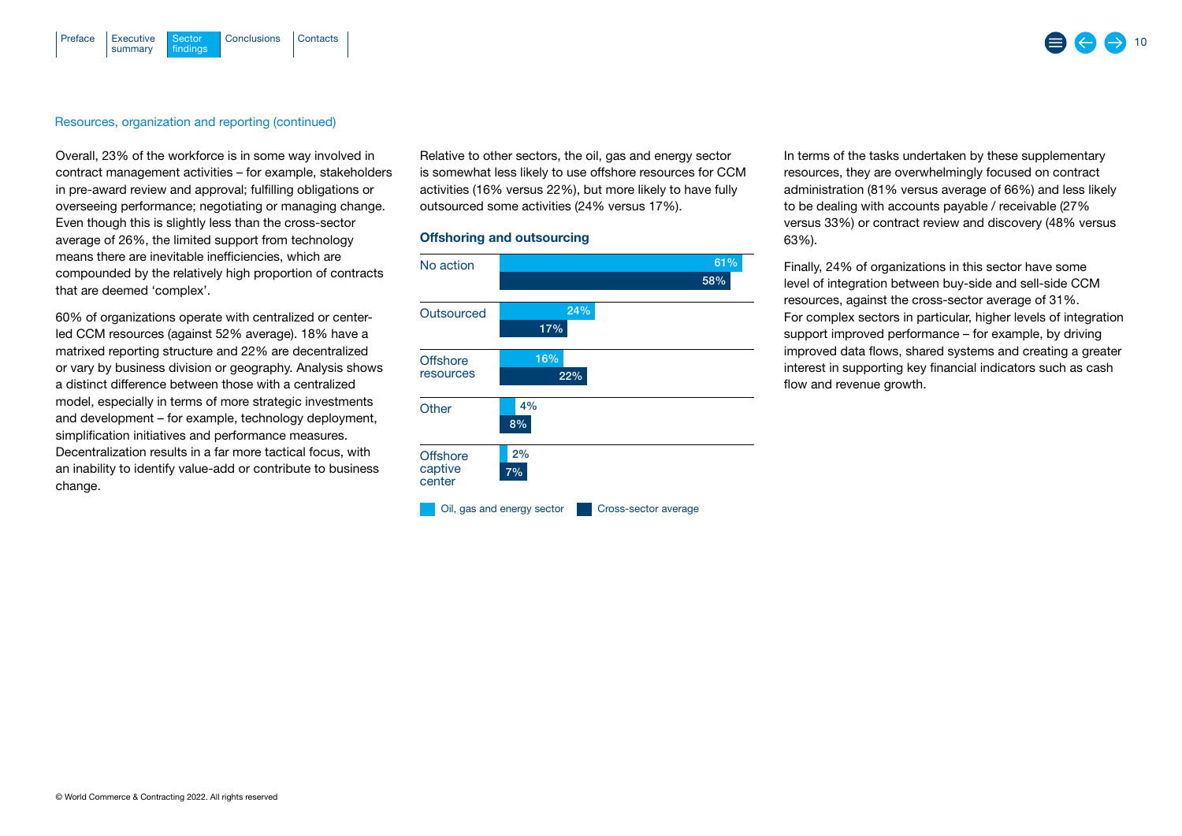## Resources, organization and reporting (continued)

Overall, 23% of the workforce is in some way involved in contract management activities – for example, stakeholders in pre-award review and approval; fulfilling obligations or overseeing performance; negotiating or managing change. Even though this is slightly less than the cross-sector average of 26%, the limited support from technology means there are inevitable inefficiencies, which are compounded by the relatively high proportion of contracts that are deemed 'complex'.

60% of organizations operate with centralized or center-led CCM resources (against 52% average). 18% have a matrixed reporting structure and 22% are decentralized or vary by business division or geography. Analysis shows a distinct difference between those with a centralized model, especially in terms of more strategic investments and development – for example, technology deployment, simplification initiatives and performance measures. Decentralization results in a far more tactical focus, with an inability to identify value-add or contribute to business change.

Relative to other sectors, the oil, gas and energy sector is somewhat less likely to use offshore resources for CCM activities (16% versus 22%), but more likely to have fully outsourced some activities (24% versus 17%).

**Offshoring and outsourcing**

| | Oil, gas and energy sector | Cross-sector average |
|---|---|---|
| No action | 61% | 58% |
| Outsourced | 24% | 17% |
| Offshore resources | 16% | 22% |
| Other | 4% | 8% |
| Offshore captive center | 2% | 7% |

In terms of the tasks undertaken by these supplementary resources, they are overwhelmingly focused on contract administration (81% versus average of 66%) and less likely to be dealing with accounts payable / receivable (27% versus 33%) or contract review and discovery (48% versus 63%).

Finally, 24% of organizations in this sector have some level of integration between buy-side and sell-side CCM resources, against the cross-sector average of 31%. For complex sectors in particular, higher levels of integration support improved performance – for example, by driving improved data flows, shared systems and creating a greater interest in supporting key financial indicators such as cash flow and revenue growth.

© World Commerce & Contracting 2022. All rights reserved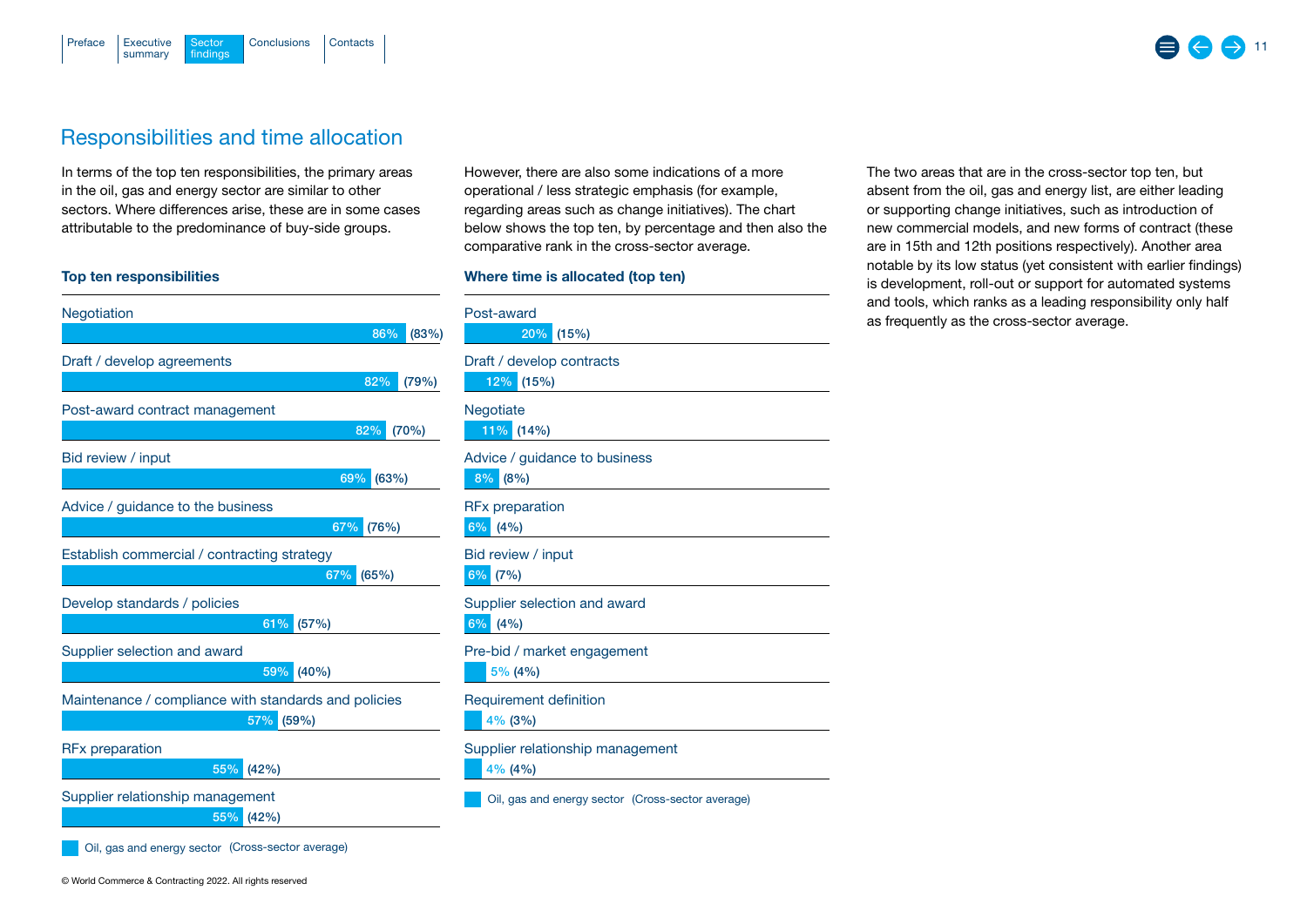## Responsibilities and time allocation

In terms of the top ten responsibilities, the primary areas in the oil, gas and energy sector are similar to other sectors. Where differences arise, these are in some cases attributable to the predominance of buy-side groups.

However, there are also some indications of a more operational / less strategic emphasis (for example, regarding areas such as change initiatives). The chart below shows the top ten, by percentage and then also the comparative rank in the cross-sector average.

The two areas that are in the cross-sector top ten, but absent from the oil, gas and energy list, are either leading or supporting change initiatives, such as introduction of new commercial models, and new forms of contract (these are in 15th and 12th positions respectively). Another area notable by its low status (yet consistent with earlier findings) is development, roll-out or support for automated systems and tools, which ranks as a leading responsibility only half as frequently as the cross-sector average.

### Top ten responsibilities

| Responsibility | Oil, gas and energy sector | (Cross-sector average) |
|---|---|---|
| Negotiation | 86% | (83%) |
| Draft / develop agreements | 82% | (79%) |
| Post-award contract management | 82% | (70%) |
| Bid review / input | 69% | (63%) |
| Advice / guidance to the business | 67% | (76%) |
| Establish commercial / contracting strategy | 67% | (65%) |
| Develop standards / policies | 61% | (57%) |
| Supplier selection and award | 59% | (40%) |
| Maintenance / compliance with standards and policies | 57% | (59%) |
| RFx preparation | 55% | (42%) |
| Supplier relationship management | 55% | (42%) |

### Where time is allocated (top ten)

| Area | Oil, gas and energy sector | (Cross-sector average) |
|---|---|---|
| Post-award | 20% | (15%) |
| Draft / develop contracts | 12% | (15%) |
| Negotiate | 11% | (14%) |
| Advice / guidance to business | 8% | (8%) |
| RFx preparation | 6% | (4%) |
| Bid review / input | 6% | (7%) |
| Supplier selection and award | 6% | (4%) |
| Pre-bid / market engagement | 5% | (4%) |
| Requirement definition | 4% | (3%) |
| Supplier relationship management | 4% | (4%) |

© World Commerce & Contracting 2022. All rights reserved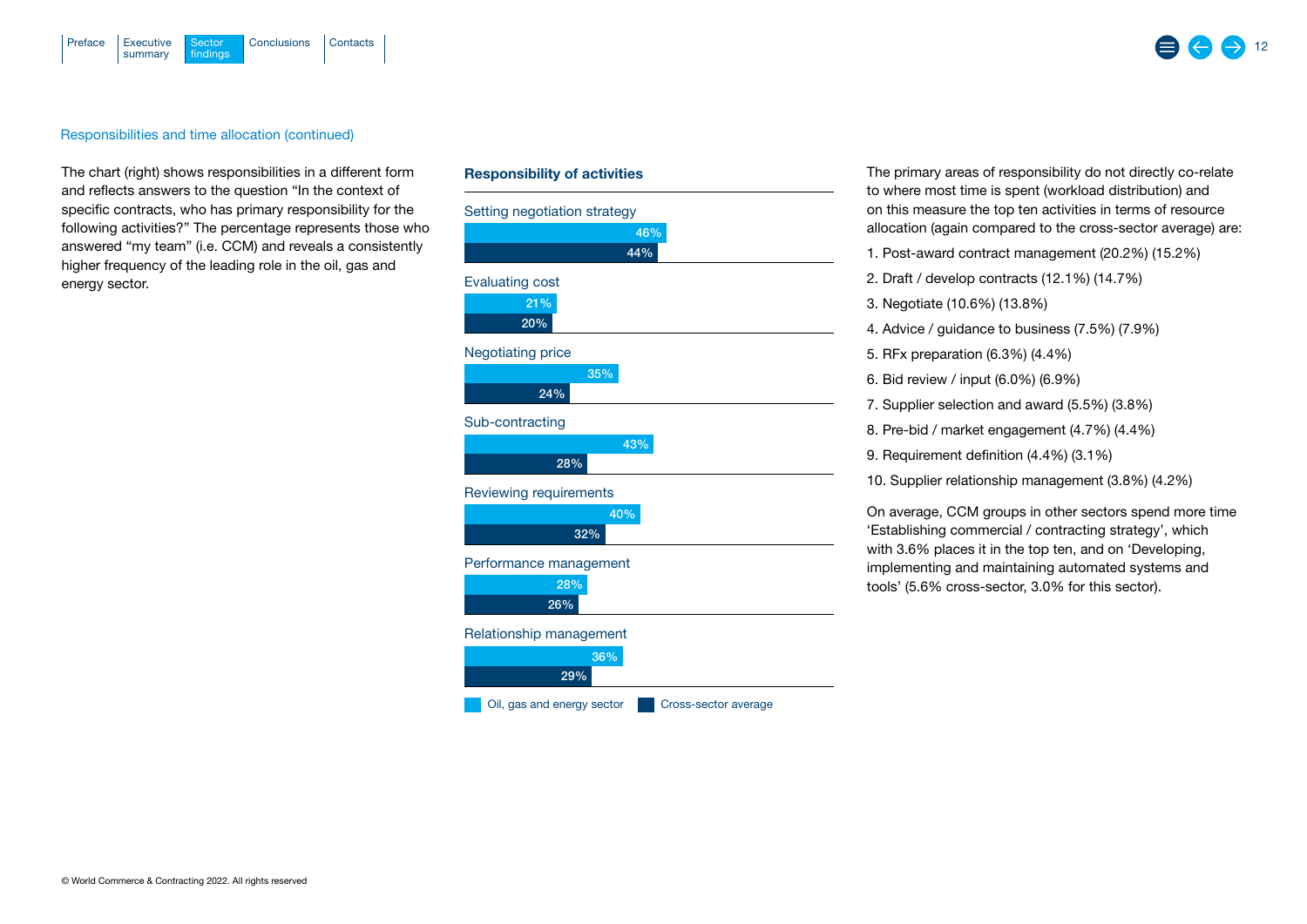## Responsibilities and time allocation (continued)

The chart (right) shows responsibilities in a different form and reflects answers to the question "In the context of specific contracts, who has primary responsibility for the following activities?" The percentage represents those who answered "my team" (i.e. CCM) and reveals a consistently higher frequency of the leading role in the oil, gas and energy sector.

**Responsibility of activities**

| Activity | Oil, gas and energy sector | Cross-sector average |
|---|---|---|
| Setting negotiation strategy | 46% | 44% |
| Evaluating cost | 21% | 20% |
| Negotiating price | 35% | 24% |
| Sub-contracting | 43% | 28% |
| Reviewing requirements | 40% | 32% |
| Performance management | 28% | 26% |
| Relationship management | 36% | 29% |

The primary areas of responsibility do not directly co-relate to where most time is spent (workload distribution) and on this measure the top ten activities in terms of resource allocation (again compared to the cross-sector average) are:

1. Post-award contract management (20.2%) (15.2%)
2. Draft / develop contracts (12.1%) (14.7%)
3. Negotiate (10.6%) (13.8%)
4. Advice / guidance to business (7.5%) (7.9%)
5. RFx preparation (6.3%) (4.4%)
6. Bid review / input (6.0%) (6.9%)
7. Supplier selection and award (5.5%) (3.8%)
8. Pre-bid / market engagement (4.7%) (4.4%)
9. Requirement definition (4.4%) (3.1%)
10. Supplier relationship management (3.8%) (4.2%)

On average, CCM groups in other sectors spend more time 'Establishing commercial / contracting strategy', which with 3.6% places it in the top ten, and on 'Developing, implementing and maintaining automated systems and tools' (5.6% cross-sector, 3.0% for this sector).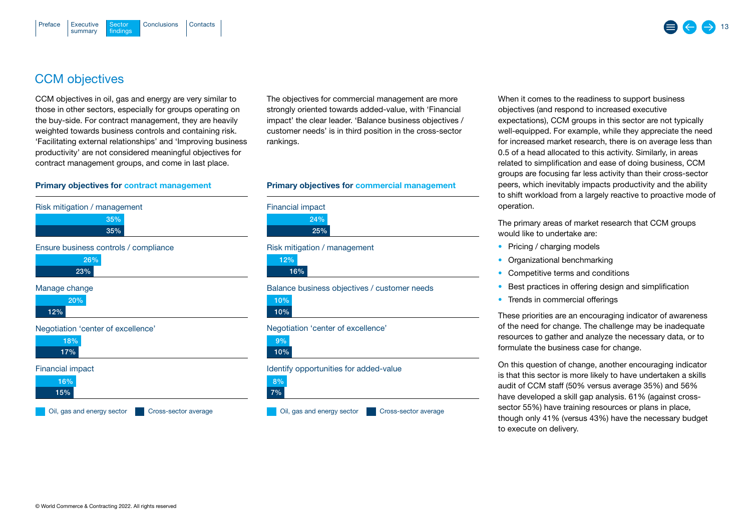## CCM objectives

CCM objectives in oil, gas and energy are very similar to those in other sectors, especially for groups operating on the buy-side. For contract management, they are heavily weighted towards business controls and containing risk. 'Facilitating external relationships' and 'Improving business productivity' are not considered meaningful objectives for contract management groups, and come in last place.

**Primary objectives for contract management**

| Objective | Oil, gas and energy sector | Cross-sector average |
|---|---|---|
| Risk mitigation / management | 35% | 35% |
| Ensure business controls / compliance | 26% | 23% |
| Manage change | 20% | 12% |
| Negotiation 'center of excellence' | 18% | 17% |
| Financial impact | 16% | 15% |

The objectives for commercial management are more strongly oriented towards added-value, with 'Financial impact' the clear leader. 'Balance business objectives / customer needs' is in third position in the cross-sector rankings.

**Primary objectives for commercial management**

| Objective | Oil, gas and energy sector | Cross-sector average |
|---|---|---|
| Financial impact | 24% | 25% |
| Risk mitigation / management | 12% | 16% |
| Balance business objectives / customer needs | 10% | 10% |
| Negotiation 'center of excellence' | 9% | 10% |
| Identify opportunities for added-value | 8% | 7% |

When it comes to the readiness to support business objectives (and respond to increased executive expectations), CCM groups in this sector are not typically well-equipped. For example, while they appreciate the need for increased market research, there is on average less than 0.5 of a head allocated to this activity. Similarly, in areas related to simplification and ease of doing business, CCM groups are focusing far less activity than their cross-sector peers, which inevitably impacts productivity and the ability to shift workload from a largely reactive to proactive mode of operation.

The primary areas of market research that CCM groups would like to undertake are:

- Pricing / charging models
- Organizational benchmarking
- Competitive terms and conditions
- Best practices in offering design and simplification
- Trends in commercial offerings

These priorities are an encouraging indicator of awareness of the need for change. The challenge may be inadequate resources to gather and analyze the necessary data, or to formulate the business case for change.

On this question of change, another encouraging indicator is that this sector is more likely to have undertaken a skills audit of CCM staff (50% versus average 35%) and 56% have developed a skill gap analysis. 61% (against cross-sector 55%) have training resources or plans in place, though only 41% (versus 43%) have the necessary budget to execute on delivery.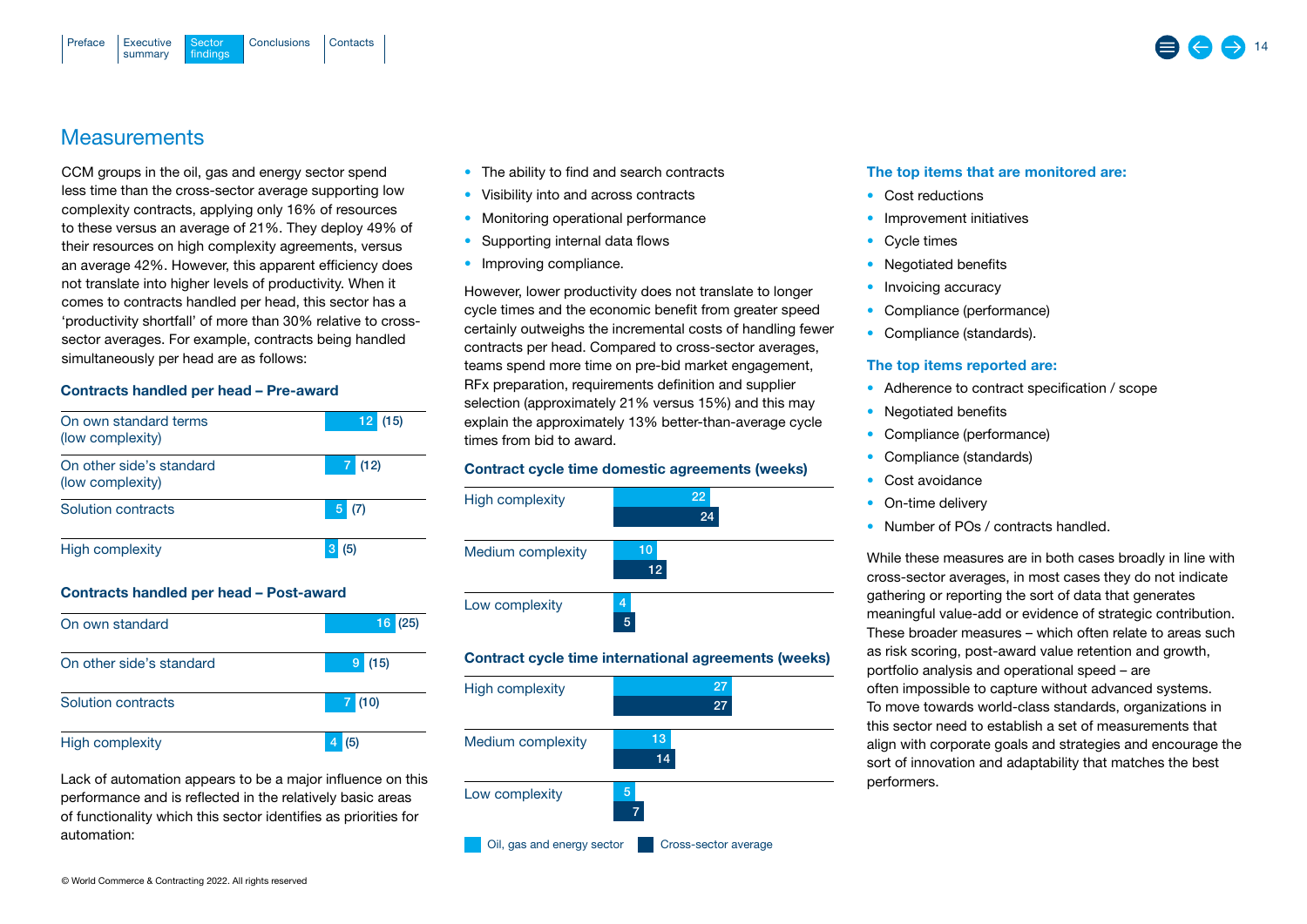## Measurements

CCM groups in the oil, gas and energy sector spend less time than the cross-sector average supporting low complexity contracts, applying only 16% of resources to these versus an average of 21%. They deploy 49% of their resources on high complexity agreements, versus an average 42%. However, this apparent efficiency does not translate into higher levels of productivity. When it comes to contracts handled per head, this sector has a 'productivity shortfall' of more than 30% relative to cross-sector averages. For example, contracts being handled simultaneously per head are as follows:

**Contracts handled per head – Pre-award**

| Contract type | Oil, gas and energy sector | (Cross-sector average) |
|---|---|---|
| On own standard terms (low complexity) | 12 | (15) |
| On other side's standard (low complexity) | 7 | (12) |
| Solution contracts | 5 | (7) |
| High complexity | 3 | (5) |

**Contracts handled per head – Post-award**

| Contract type | Oil, gas and energy sector | (Cross-sector average) |
|---|---|---|
| On own standard | 16 | (25) |
| On other side's standard | 9 | (15) |
| Solution contracts | 7 | (10) |
| High complexity | 4 | (5) |

Lack of automation appears to be a major influence on this performance and is reflected in the relatively basic areas of functionality which this sector identifies as priorities for automation:

- The ability to find and search contracts
- Visibility into and across contracts
- Monitoring operational performance
- Supporting internal data flows
- Improving compliance.

However, lower productivity does not translate to longer cycle times and the economic benefit from greater speed certainly outweighs the incremental costs of handling fewer contracts per head. Compared to cross-sector averages, teams spend more time on pre-bid market engagement, RFx preparation, requirements definition and supplier selection (approximately 21% versus 15%) and this may explain the approximately 13% better-than-average cycle times from bid to award.

**Contract cycle time domestic agreements (weeks)**

| Complexity | Oil, gas and energy sector | Cross-sector average |
|---|---|---|
| High complexity | 22 | 24 |
| Medium complexity | 10 | 12 |
| Low complexity | 4 | 5 |

**Contract cycle time international agreements (weeks)**

| Complexity | Oil, gas and energy sector | Cross-sector average |
|---|---|---|
| High complexity | 27 | 27 |
| Medium complexity | 13 | 14 |
| Low complexity | 5 | 7 |

**The top items that are monitored are:**

- Cost reductions
- Improvement initiatives
- Cycle times
- Negotiated benefits
- Invoicing accuracy
- Compliance (performance)
- Compliance (standards).

**The top items reported are:**

- Adherence to contract specification / scope
- Negotiated benefits
- Compliance (performance)
- Compliance (standards)
- Cost avoidance
- On-time delivery
- Number of POs / contracts handled.

While these measures are in both cases broadly in line with cross-sector averages, in most cases they do not indicate gathering or reporting the sort of data that generates meaningful value-add or evidence of strategic contribution. These broader measures – which often relate to areas such as risk scoring, post-award value retention and growth, portfolio analysis and operational speed – are often impossible to capture without advanced systems. To move towards world-class standards, organizations in this sector need to establish a set of measurements that align with corporate goals and strategies and encourage the sort of innovation and adaptability that matches the best performers.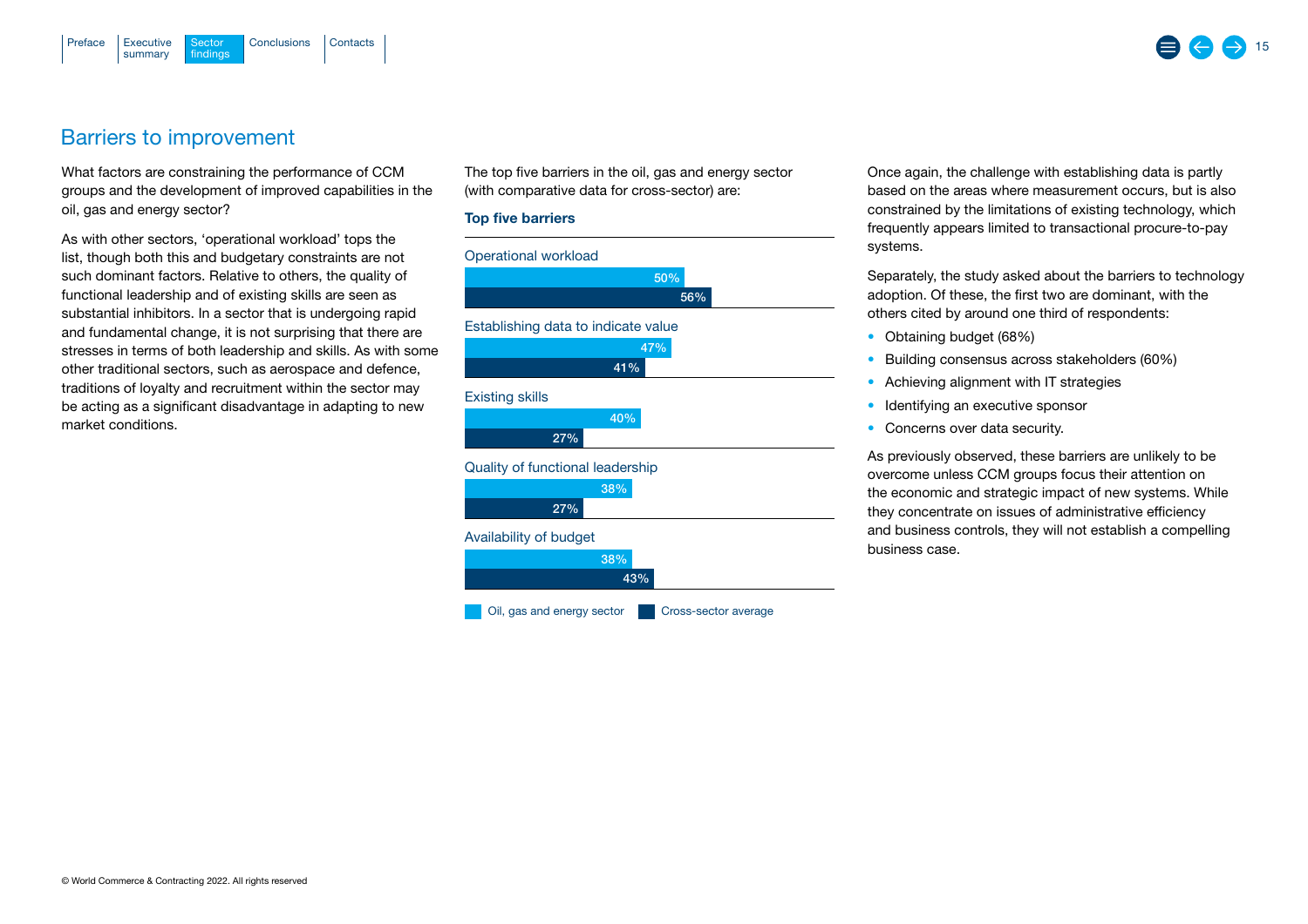## Barriers to improvement

What factors are constraining the performance of CCM groups and the development of improved capabilities in the oil, gas and energy sector?

As with other sectors, 'operational workload' tops the list, though both this and budgetary constraints are not such dominant factors. Relative to others, the quality of functional leadership and of existing skills are seen as substantial inhibitors. In a sector that is undergoing rapid and fundamental change, it is not surprising that there are stresses in terms of both leadership and skills. As with some other traditional sectors, such as aerospace and defence, traditions of loyalty and recruitment within the sector may be acting as a significant disadvantage in adapting to new market conditions.

The top five barriers in the oil, gas and energy sector (with comparative data for cross-sector) are:

### Top five barriers

| Barrier | Oil, gas and energy sector | Cross-sector average |
|---|---|---|
| Operational workload | 50% | 56% |
| Establishing data to indicate value | 47% | 41% |
| Existing skills | 40% | 27% |
| Quality of functional leadership | 38% | 27% |
| Availability of budget | 38% | 43% |

Once again, the challenge with establishing data is partly based on the areas where measurement occurs, but is also constrained by the limitations of existing technology, which frequently appears limited to transactional procure-to-pay systems.

Separately, the study asked about the barriers to technology adoption. Of these, the first two are dominant, with the others cited by around one third of respondents:

- Obtaining budget (68%)
- Building consensus across stakeholders (60%)
- Achieving alignment with IT strategies
- Identifying an executive sponsor
- Concerns over data security.

As previously observed, these barriers are unlikely to be overcome unless CCM groups focus their attention on the economic and strategic impact of new systems. While they concentrate on issues of administrative efficiency and business controls, they will not establish a compelling business case.

© World Commerce & Contracting 2022. All rights reserved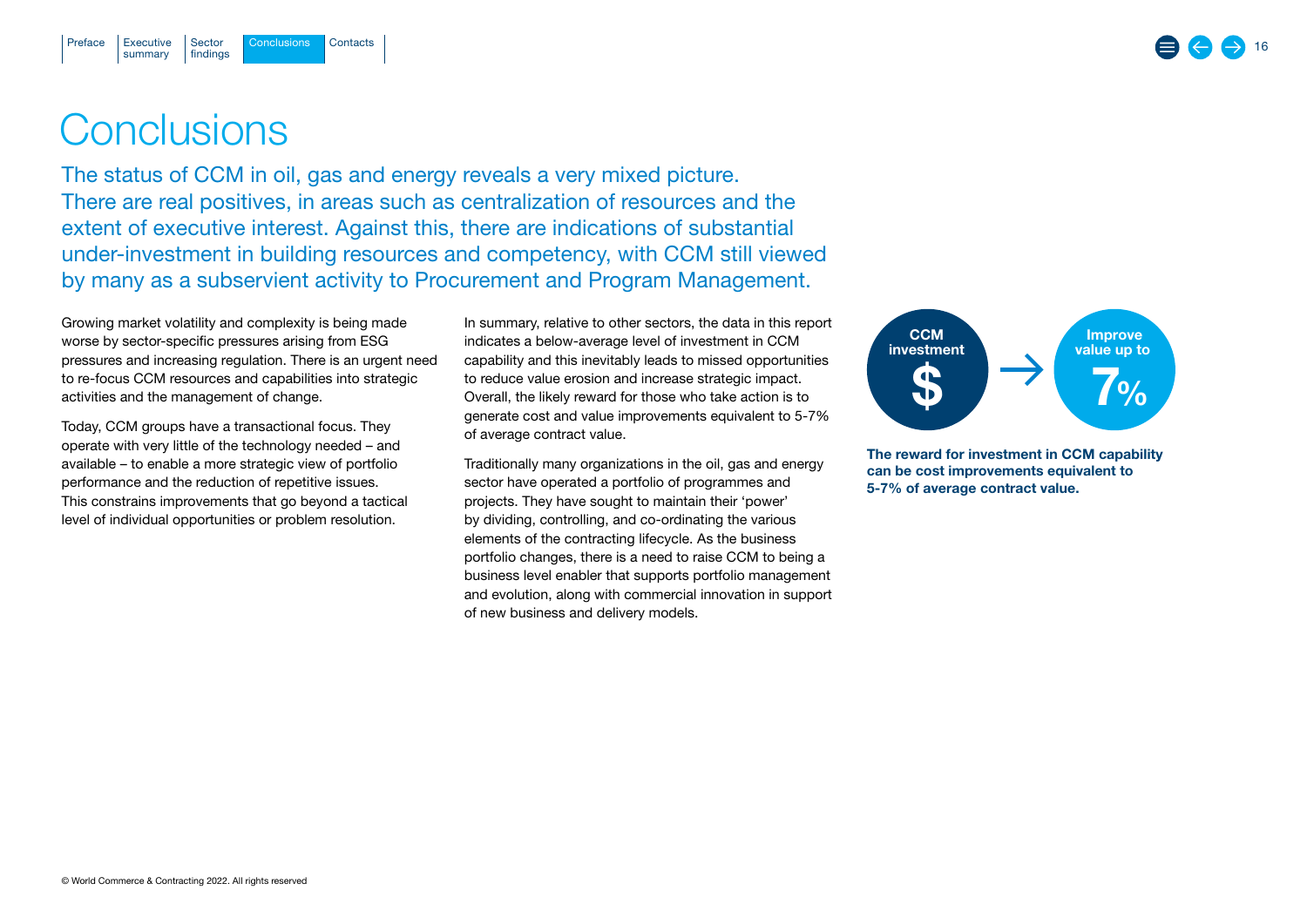# Conclusions

The status of CCM in oil, gas and energy reveals a very mixed picture. There are real positives, in areas such as centralization of resources and the extent of executive interest. Against this, there are indications of substantial under-investment in building resources and competency, with CCM still viewed by many as a subservient activity to Procurement and Program Management.

Growing market volatility and complexity is being made worse by sector-specific pressures arising from ESG pressures and increasing regulation. There is an urgent need to re-focus CCM resources and capabilities into strategic activities and the management of change.

Today, CCM groups have a transactional focus. They operate with very little of the technology needed – and available – to enable a more strategic view of portfolio performance and the reduction of repetitive issues. This constrains improvements that go beyond a tactical level of individual opportunities or problem resolution.

In summary, relative to other sectors, the data in this report indicates a below-average level of investment in CCM capability and this inevitably leads to missed opportunities to reduce value erosion and increase strategic impact. Overall, the likely reward for those who take action is to generate cost and value improvements equivalent to 5-7% of average contract value.

Traditionally many organizations in the oil, gas and energy sector have operated a portfolio of programmes and projects. They have sought to maintain their 'power' by dividing, controlling, and co-ordinating the various elements of the contracting lifecycle. As the business portfolio changes, there is a need to raise CCM to being a business level enabler that supports portfolio management and evolution, along with commercial innovation in support of new business and delivery models.

CCM investment $ → Improve value up to 7%

**The reward for investment in CCM capability can be cost improvements equivalent to 5-7% of average contract value.**

© World Commerce & Contracting 2022. All rights reserved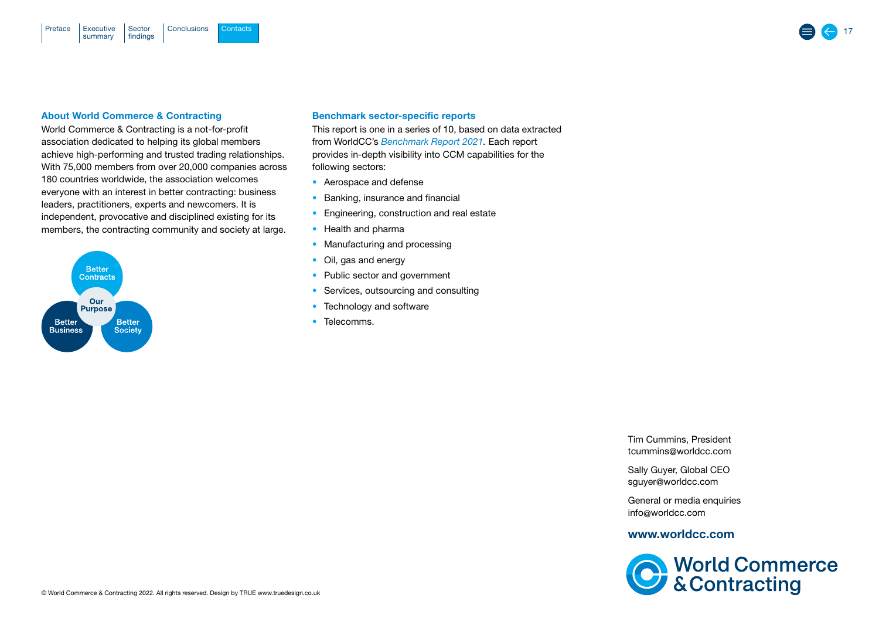## About World Commerce & Contracting

World Commerce & Contracting is a not-for-profit association dedicated to helping its global members achieve high-performing and trusted trading relationships. With 75,000 members from over 20,000 companies across 180 countries worldwide, the association welcomes everyone with an interest in better contracting: business leaders, practitioners, experts and newcomers. It is independent, provocative and disciplined existing for its members, the contracting community and society at large.

Better Contracts
Our Purpose
Better Business
Better Society

## Benchmark sector-specific reports

This report is one in a series of 10, based on data extracted from WorldCC's *Benchmark Report 2021*. Each report provides in-depth visibility into CCM capabilities for the following sectors:

- Aerospace and defense
- Banking, insurance and financial
- Engineering, construction and real estate
- Health and pharma
- Manufacturing and processing
- Oil, gas and energy
- Public sector and government
- Services, outsourcing and consulting
- Technology and software
- Telecomms.

Tim Cummins, President
tcummins@worldcc.com

Sally Guyer, Global CEO
sguyer@worldcc.com

General or media enquiries
info@worldcc.com

**www.worldcc.com**

World Commerce & Contracting

© World Commerce & Contracting 2022. All rights reserved. Design by TRUE www.truedesign.co.uk